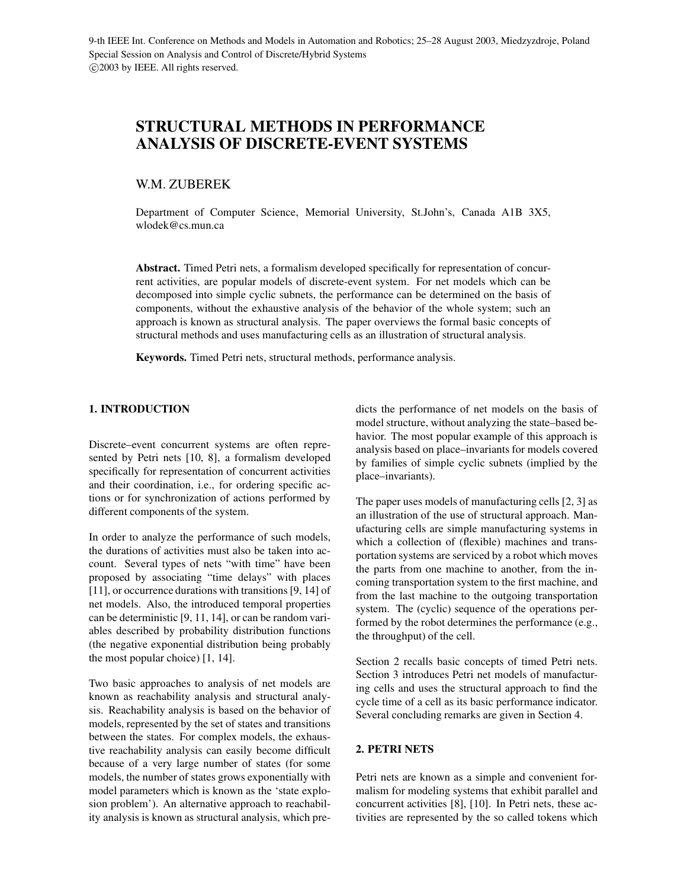9-th IEEE Int. Conference on Methods and Models in Automation and Robotics; 25–28 August 2003, Miedzyzdroje, Poland
Special Session on Analysis and Control of Discrete/Hybrid Systems
©2003 by IEEE. All rights reserved.

# STRUCTURAL METHODS IN PERFORMANCE ANALYSIS OF DISCRETE-EVENT SYSTEMS

W.M. ZUBEREK

Department of Computer Science, Memorial University, St.John's, Canada A1B 3X5, wlodek@cs.mun.ca

**Abstract.** Timed Petri nets, a formalism developed specifically for representation of concurrent activities, are popular models of discrete-event system. For net models which can be decomposed into simple cyclic subnets, the performance can be determined on the basis of components, without the exhaustive analysis of the behavior of the whole system; such an approach is known as structural analysis. The paper overviews the formal basic concepts of structural methods and uses manufacturing cells as an illustration of structural analysis.

**Keywords.** Timed Petri nets, structural methods, performance analysis.

## 1. INTRODUCTION

Discrete–event concurrent systems are often represented by Petri nets [10, 8], a formalism developed specifically for representation of concurrent activities and their coordination, i.e., for ordering specific actions or for synchronization of actions performed by different components of the system.

In order to analyze the performance of such models, the durations of activities must also be taken into account. Several types of nets "with time" have been proposed by associating "time delays" with places [11], or occurrence durations with transitions [9, 14] of net models. Also, the introduced temporal properties can be deterministic [9, 11, 14], or can be random variables described by probability distribution functions (the negative exponential distribution being probably the most popular choice) [1, 14].

Two basic approaches to analysis of net models are known as reachability analysis and structural analysis. Reachability analysis is based on the behavior of models, represented by the set of states and transitions between the states. For complex models, the exhaustive reachability analysis can easily become difficult because of a very large number of states (for some models, the number of states grows exponentially with model parameters which is known as the 'state explosion problem'). An alternative approach to reachability analysis is known as structural analysis, which predicts the performance of net models on the basis of model structure, without analyzing the state–based behavior. The most popular example of this approach is analysis based on place–invariants for models covered by families of simple cyclic subnets (implied by the place–invariants).

The paper uses models of manufacturing cells [2, 3] as an illustration of the use of structural approach. Manufacturing cells are simple manufacturing systems in which a collection of (flexible) machines and transportation systems are serviced by a robot which moves the parts from one machine to another, from the incoming transportation system to the first machine, and from the last machine to the outgoing transportation system. The (cyclic) sequence of the operations performed by the robot determines the performance (e.g., the throughput) of the cell.

Section 2 recalls basic concepts of timed Petri nets. Section 3 introduces Petri net models of manufacturing cells and uses the structural approach to find the cycle time of a cell as its basic performance indicator. Several concluding remarks are given in Section 4.

## 2. PETRI NETS

Petri nets are known as a simple and convenient formalism for modeling systems that exhibit parallel and concurrent activities [8], [10]. In Petri nets, these activities are represented by the so called tokens which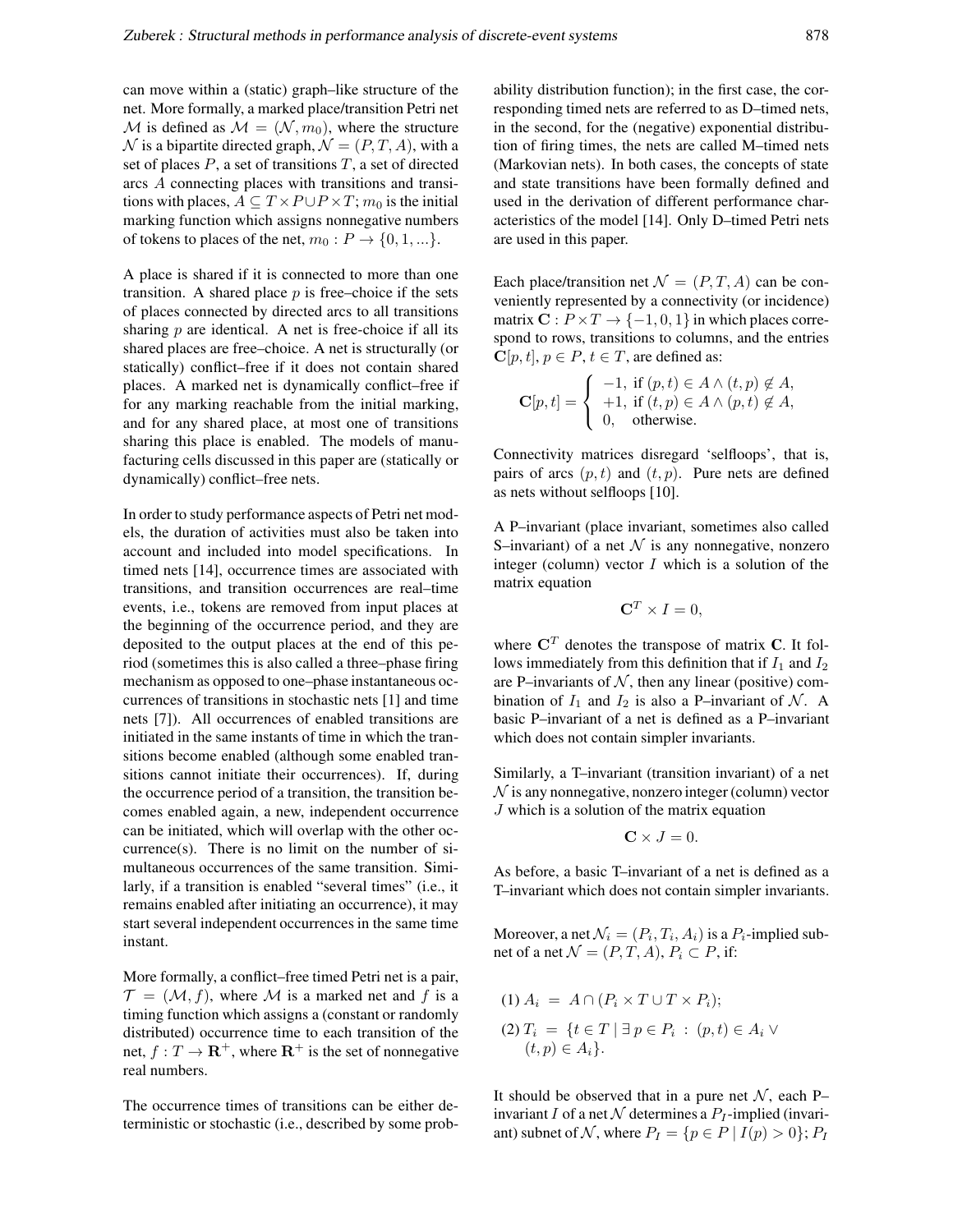can move within a (static) graph–like structure of the net. More formally, a marked place/transition Petri net $\mathcal{M}$ is defined as $\mathcal{M} = (\mathcal{N}, m_0)$, where the structure $\mathcal{N}$ is a bipartite directed graph, $\mathcal{N} = (P, T, A)$, with a set of places $P$, a set of transitions $T$, a set of directed arcs $A$ connecting places with transitions and transitions with places, $A \subseteq T \times P \cup P \times T$; $m_0$ is the initial marking function which assigns nonnegative numbers of tokens to places of the net, $m_0 : P \rightarrow \{0, 1, ...\}$.

A place is shared if it is connected to more than one transition. A shared place $p$ is free–choice if the sets of places connected by directed arcs to all transitions sharing $p$ are identical. A net is free-choice if all its shared places are free–choice. A net is structurally (or statically) conflict–free if it does not contain shared places. A marked net is dynamically conflict–free if for any marking reachable from the initial marking, and for any shared place, at most one of transitions sharing this place is enabled. The models of manufacturing cells discussed in this paper are (statically or dynamically) conflict–free nets.

In order to study performance aspects of Petri net models, the duration of activities must also be taken into account and included into model specifications. In timed nets [14], occurrence times are associated with transitions, and transition occurrences are real–time events, i.e., tokens are removed from input places at the beginning of the occurrence period, and they are deposited to the output places at the end of this period (sometimes this is also called a three–phase firing mechanism as opposed to one–phase instantaneous occurrences of transitions in stochastic nets [1] and time nets [7]). All occurrences of enabled transitions are initiated in the same instants of time in which the transitions become enabled (although some enabled transitions cannot initiate their occurrences). If, during the occurrence period of a transition, the transition becomes enabled again, a new, independent occurrence can be initiated, which will overlap with the other occurrence(s). There is no limit on the number of simultaneous occurrences of the same transition. Similarly, if a transition is enabled "several times" (i.e., it remains enabled after initiating an occurrence), it may start several independent occurrences in the same time instant.

More formally, a conflict–free timed Petri net is a pair, $\mathcal{T} = (\mathcal{M}, f)$, where $\mathcal{M}$ is a marked net and $f$ is a timing function which assigns a (constant or randomly distributed) occurrence time to each transition of the net, $f : T \rightarrow \mathbf{R}^+$, where $\mathbf{R}^+$ is the set of nonnegative real numbers.

The occurrence times of transitions can be either deterministic or stochastic (i.e., described by some probability distribution function); in the first case, the corresponding timed nets are referred to as D–timed nets, in the second, for the (negative) exponential distribution of firing times, the nets are called M–timed nets (Markovian nets). In both cases, the concepts of state and state transitions have been formally defined and used in the derivation of different performance characteristics of the model [14]. Only D–timed Petri nets are used in this paper.

Each place/transition net $\mathcal{N} = (P, T, A)$ can be conveniently represented by a connectivity (or incidence) matrix $\mathbf{C} : P \times T \rightarrow \{-1, 0, 1\}$ in which places correspond to rows, transitions to columns, and the entries $\mathbf{C}[p, t]$, $p \in P$, $t \in T$, are defined as:

$$\mathbf{C}[p,t] = \begin{cases} -1, & \text{if } (p,t) \in A \wedge (t,p) \notin A, \\ +1, & \text{if } (t,p) \in A \wedge (p,t) \notin A, \\ 0, & \text{otherwise.} \end{cases}$$

Connectivity matrices disregard 'selfloops', that is, pairs of arcs $(p, t)$ and $(t, p)$. Pure nets are defined as nets without selfloops [10].

A P–invariant (place invariant, sometimes also called S–invariant) of a net $\mathcal{N}$ is any nonnegative, nonzero integer (column) vector $I$ which is a solution of the matrix equation

$$\mathbf{C}^T \times I = 0,$$

where $\mathbf{C}^T$ denotes the transpose of matrix $\mathbf{C}$. It follows immediately from this definition that if $I_1$ and $I_2$ are P–invariants of $\mathcal{N}$, then any linear (positive) combination of $I_1$ and $I_2$ is also a P–invariant of $\mathcal{N}$. A basic P–invariant of a net is defined as a P–invariant which does not contain simpler invariants.

Similarly, a T–invariant (transition invariant) of a net $\mathcal{N}$ is any nonnegative, nonzero integer (column) vector $J$ which is a solution of the matrix equation

$$\mathbf{C} \times J = 0.$$

As before, a basic T–invariant of a net is defined as a T–invariant which does not contain simpler invariants.

Moreover, a net $\mathcal{N}_i = (P_i, T_i, A_i)$ is a $P_i$-implied subnet of a net $\mathcal{N} = (P, T, A)$, $P_i \subset P$, if:

(1) $A_i = A \cap (P_i \times T \cup T \times P_i)$;

(2) $T_i = \{t \in T \mid \exists\, p \in P_i : (p, t) \in A_i \vee (t, p) \in A_i\}$.

It should be observed that in a pure net $\mathcal{N}$, each P–invariant $I$ of a net $\mathcal{N}$ determines a $P_I$-implied (invariant) subnet of $\mathcal{N}$, where $P_I = \{p \in P \mid I(p) > 0\}$; $P_I$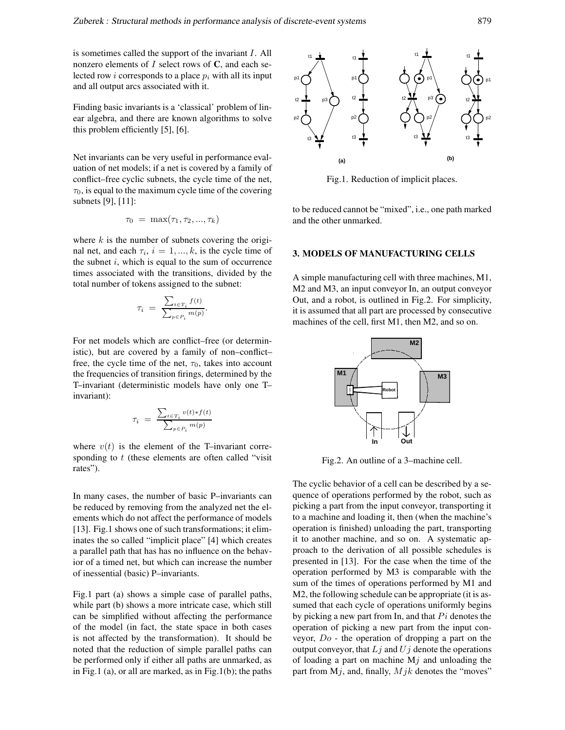is sometimes called the support of the invariant $I$. All nonzero elements of $I$ select rows of **C**, and each selected row $i$ corresponds to a place $p_i$ with all its input and all output arcs associated with it.

Finding basic invariants is a 'classical' problem of linear algebra, and there are known algorithms to solve this problem efficiently [5], [6].

Net invariants can be very useful in performance evaluation of net models; if a net is covered by a family of conflict–free cyclic subnets, the cycle time of the net, $\tau_0$, is equal to the maximum cycle time of the covering subnets [9], [11]:

$$\tau_0 \ = \ \max(\tau_1, \tau_2, ..., \tau_k)$$

where $k$ is the number of subnets covering the original net, and each $\tau_i$, $i = 1, ..., k$, is the cycle time of the subnet $i$, which is equal to the sum of occurrence times associated with the transitions, divided by the total number of tokens assigned to the subnet:

$$\tau_i \ = \ \frac{\sum_{t \in T_i} f(t)}{\sum_{p \in P_i} m(p)}.$$

For net models which are conflict–free (or deterministic), but are covered by a family of non–conflict–free, the cycle time of the net, $\tau_0$, takes into account the frequencies of transition firings, determined by the T–invariant (deterministic models have only one T–invariant):

$$\tau_i \ = \ \frac{\sum_{t \in T_i} v(t) * f(t)}{\sum_{p \in P_i} m(p)}$$

where $v(t)$ is the element of the T–invariant corresponding to $t$ (these elements are often called "visit rates").

In many cases, the number of basic P–invariants can be reduced by removing from the analyzed net the elements which do not affect the performance of models [13]. Fig.1 shows one of such transformations; it eliminates the so called "implicit place" [4] which creates a parallel path that has has no influence on the behavior of a timed net, but which can increase the number of inessential (basic) P–invariants.

Fig.1 part (a) shows a simple case of parallel paths, while part (b) shows a more intricate case, which still can be simplified without affecting the performance of the model (in fact, the state space in both cases is not affected by the transformation). It should be noted that the reduction of simple parallel paths can be performed only if either all paths are unmarked, as in Fig.1 (a), or all are marked, as in Fig.1(b); the paths to be reduced cannot be "mixed", i.e., one path marked and the other unmarked.

Fig.1. Reduction of implicit places.

## 3. MODELS OF MANUFACTURING CELLS

A simple manufacturing cell with three machines, M1, M2 and M3, an input conveyor In, an output conveyor Out, and a robot, is outlined in Fig.2. For simplicity, it is assumed that all part are processed by consecutive machines of the cell, first M1, then M2, and so on.

Fig.2. An outline of a 3–machine cell.

The cyclic behavior of a cell can be described by a sequence of operations performed by the robot, such as picking a part from the input conveyor, transporting it to a machine and loading it, then (when the machine's operation is finished) unloading the part, transporting it to another machine, and so on. A systematic approach to the derivation of all possible schedules is presented in [13]. For the case when the time of the operation performed by M3 is comparable with the sum of the times of operations performed by M1 and M2, the following schedule can be appropriate (it is assumed that each cycle of operations uniformly begins by picking a new part from In, and that $Pi$ denotes the operation of picking a new part from the input conveyor, $Do$ - the operation of dropping a part on the output conveyor, that $Lj$ and $Uj$ denote the operations of loading a part on machine M$j$ and unloading the part from M$j$, and, finally, $Mjk$ denotes the "moves"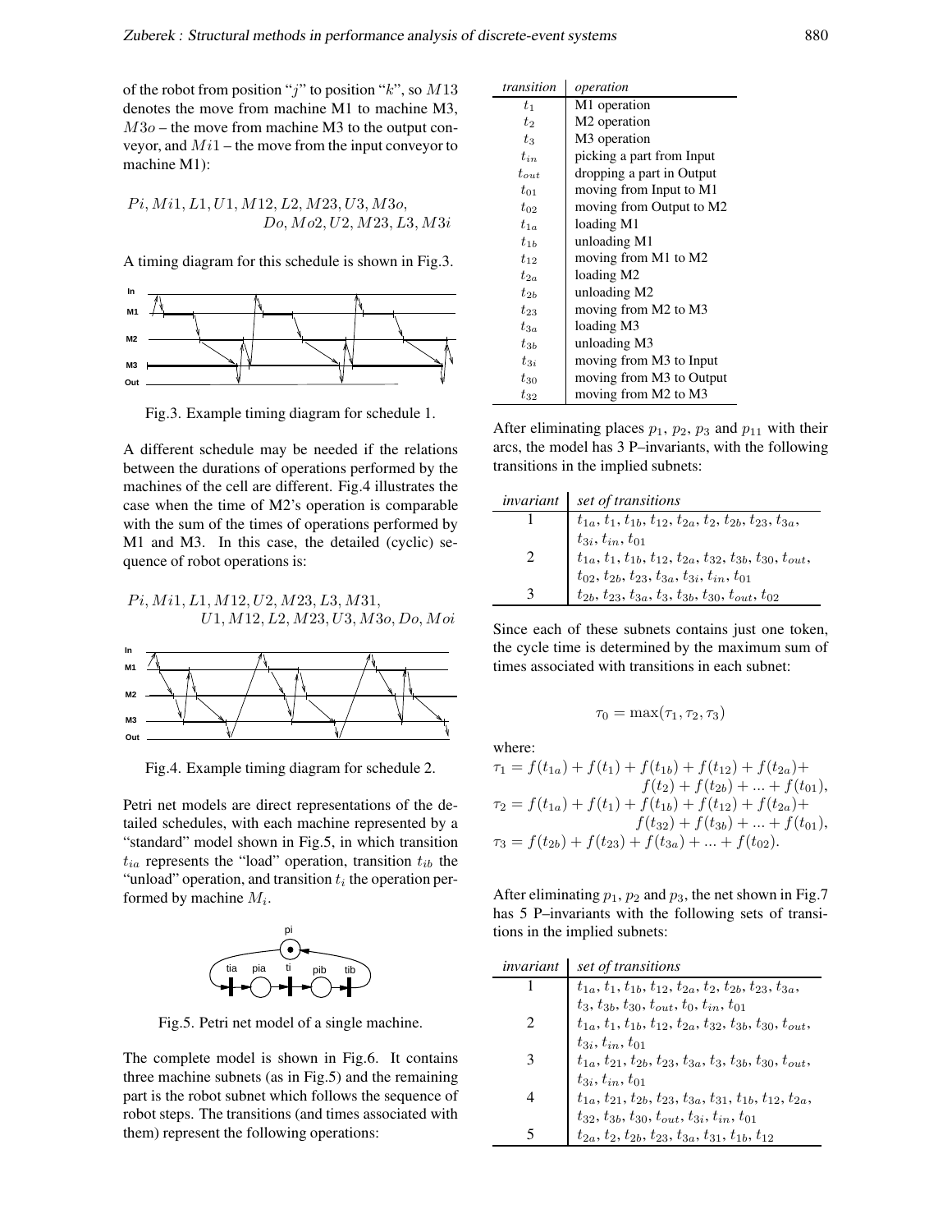of the robot from position "$j$" to position "$k$", so $M13$ denotes the move from machine M1 to machine M3, $M3o$ – the move from machine M3 to the output conveyor, and $Mi1$ – the move from the input conveyor to machine M1):

$$Pi, Mi1, L1, U1, M12, L2, M23, U3, M3o, \\ Do, Mo2, U2, M23, L3, M3i$$

A timing diagram for this schedule is shown in Fig.3.

Fig.3. Example timing diagram for schedule 1.

A different schedule may be needed if the relations between the durations of operations performed by the machines of the cell are different. Fig.4 illustrates the case when the time of M2's operation is comparable with the sum of the times of operations performed by M1 and M3. In this case, the detailed (cyclic) sequence of robot operations is:

$$Pi, Mi1, L1, M12, U2, M23, L3, M31, \\ U1, M12, L2, M23, U3, M3o, Do, Moi$$

Fig.4. Example timing diagram for schedule 2.

Petri net models are direct representations of the detailed schedules, with each machine represented by a "standard" model shown in Fig.5, in which transition $t_{ia}$ represents the "load" operation, transition $t_{ib}$ the "unload" operation, and transition $t_i$ the operation performed by machine $M_i$.

Fig.5. Petri net model of a single machine.

The complete model is shown in Fig.6. It contains three machine subnets (as in Fig.5) and the remaining part is the robot subnet which follows the sequence of robot steps. The transitions (and times associated with them) represent the following operations:

| *transition* | *operation* |
|---|---|
| $t_1$ | M1 operation |
| $t_2$ | M2 operation |
| $t_3$ | M3 operation |
| $t_{in}$ | picking a part from Input |
| $t_{out}$ | dropping a part in Output |
| $t_{01}$ | moving from Input to M1 |
| $t_{02}$ | moving from Output to M2 |
| $t_{1a}$ | loading M1 |
| $t_{1b}$ | unloading M1 |
| $t_{12}$ | moving from M1 to M2 |
| $t_{2a}$ | loading M2 |
| $t_{2b}$ | unloading M2 |
| $t_{23}$ | moving from M2 to M3 |
| $t_{3a}$ | loading M3 |
| $t_{3b}$ | unloading M3 |
| $t_{3i}$ | moving from M3 to Input |
| $t_{30}$ | moving from M3 to Output |
| $t_{32}$ | moving from M2 to M3 |

After eliminating places $p_1$, $p_2$, $p_3$ and $p_{11}$ with their arcs, the model has 3 P–invariants, with the following transitions in the implied subnets:

| *invariant* | *set of transitions* |
|---|---|
| 1 | $t_{1a}, t_1, t_{1b}, t_{12}, t_{2a}, t_2, t_{2b}, t_{23}, t_{3a}, t_{3i}, t_{in}, t_{01}$ |
| 2 | $t_{1a}, t_1, t_{1b}, t_{12}, t_{2a}, t_{32}, t_{3b}, t_{30}, t_{out}, t_{02}, t_{2b}, t_{23}, t_{3a}, t_{3i}, t_{in}, t_{01}$ |
| 3 | $t_{2b}, t_{23}, t_{3a}, t_3, t_{3b}, t_{30}, t_{out}, t_{02}$ |

Since each of these subnets contains just one token, the cycle time is determined by the maximum sum of times associated with transitions in each subnet:

$$\tau_0 = \max(\tau_1, \tau_2, \tau_3)$$

where:

$$\tau_1 = f(t_{1a}) + f(t_1) + f(t_{1b}) + f(t_{12}) + f(t_{2a}) + f(t_2) + f(t_{2b}) + ... + f(t_{01}),$$
$$\tau_2 = f(t_{1a}) + f(t_1) + f(t_{1b}) + f(t_{12}) + f(t_{2a}) + f(t_{32}) + f(t_{3b}) + ... + f(t_{01}),$$
$$\tau_3 = f(t_{2b}) + f(t_{23}) + f(t_{3a}) + ... + f(t_{02}).$$

After eliminating $p_1$, $p_2$ and $p_3$, the net shown in Fig.7 has 5 P–invariants with the following sets of transitions in the implied subnets:

| *invariant* | *set of transitions* |
|---|---|
| 1 | $t_{1a}, t_1, t_{1b}, t_{12}, t_{2a}, t_2, t_{2b}, t_{23}, t_{3a}, t_3, t_{3b}, t_{30}, t_{out}, t_0, t_{in}, t_{01}$ |
| 2 | $t_{1a}, t_1, t_{1b}, t_{12}, t_{2a}, t_{32}, t_{3b}, t_{30}, t_{out}, t_{3i}, t_{in}, t_{01}$ |
| 3 | $t_{1a}, t_{21}, t_{2b}, t_{23}, t_{3a}, t_3, t_{3b}, t_{30}, t_{out}, t_{3i}, t_{in}, t_{01}$ |
| 4 | $t_{1a}, t_{21}, t_{2b}, t_{23}, t_{3a}, t_{31}, t_{1b}, t_{12}, t_{2a}, t_{32}, t_{3b}, t_{30}, t_{out}, t_{3i}, t_{in}, t_{01}$ |
| 5 | $t_{2a}, t_2, t_{2b}, t_{23}, t_{3a}, t_{31}, t_{1b}, t_{12}$ |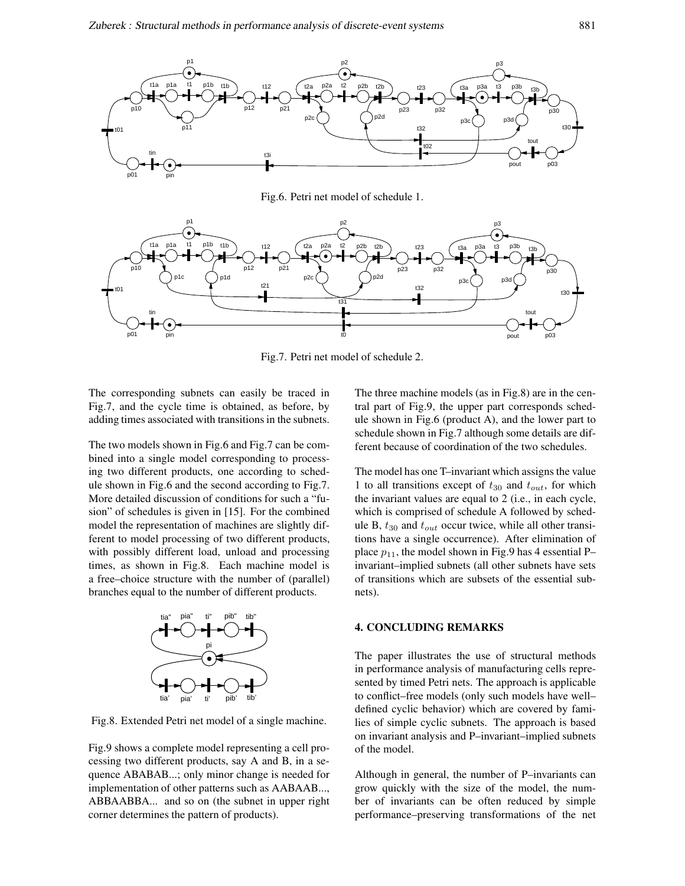Fig.6. Petri net model of schedule 1.

Fig.7. Petri net model of schedule 2.

The corresponding subnets can easily be traced in Fig.7, and the cycle time is obtained, as before, by adding times associated with transitions in the subnets.

The two models shown in Fig.6 and Fig.7 can be combined into a single model corresponding to processing two different products, one according to schedule shown in Fig.6 and the second according to Fig.7. More detailed discussion of conditions for such a "fusion" of schedules is given in [15]. For the combined model the representation of machines are slightly different to model processing of two different products, with possibly different load, unload and processing times, as shown in Fig.8. Each machine model is a free–choice structure with the number of (parallel) branches equal to the number of different products.

Fig.8. Extended Petri net model of a single machine.

Fig.9 shows a complete model representing a cell processing two different products, say A and B, in a sequence ABABAB...; only minor change is needed for implementation of other patterns such as AABAAB..., ABBAABBA... and so on (the subnet in upper right corner determines the pattern of products).

The three machine models (as in Fig.8) are in the central part of Fig.9, the upper part corresponds schedule shown in Fig.6 (product A), and the lower part to schedule shown in Fig.7 although some details are different because of coordination of the two schedules.

The model has one T–invariant which assigns the value 1 to all transitions except of $t_{30}$ and $t_{out}$, for which the invariant values are equal to 2 (i.e., in each cycle, which is comprised of schedule A followed by schedule B, $t_{30}$ and $t_{out}$ occur twice, while all other transitions have a single occurrence). After elimination of place $p_{11}$, the model shown in Fig.9 has 4 essential P–invariant–implied subnets (all other subnets have sets of transitions which are subsets of the essential subnets).

## 4. CONCLUDING REMARKS

The paper illustrates the use of structural methods in performance analysis of manufacturing cells represented by timed Petri nets. The approach is applicable to conflict–free models (only such models have well–defined cyclic behavior) which are covered by families of simple cyclic subnets. The approach is based on invariant analysis and P–invariant–implied subnets of the model.

Although in general, the number of P–invariants can grow quickly with the size of the model, the number of invariants can be often reduced by simple performance–preserving transformations of the net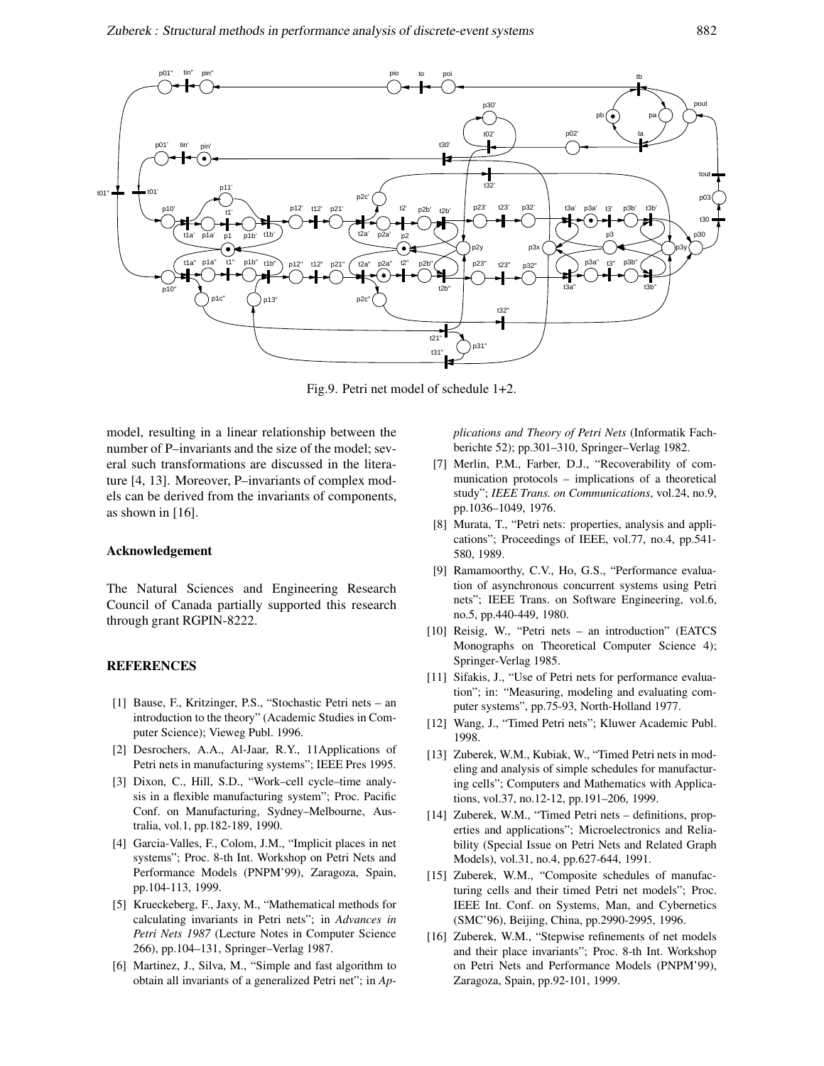Fig.9. Petri net model of schedule 1+2.

model, resulting in a linear relationship between the number of P–invariants and the size of the model; several such transformations are discussed in the literature [4, 13]. Moreover, P–invariants of complex models can be derived from the invariants of components, as shown in [16].

### Acknowledgement

The Natural Sciences and Engineering Research Council of Canada partially supported this research through grant RGPIN-8222.

### REFERENCES

[1] Bause, F., Kritzinger, P.S., "Stochastic Petri nets – an introduction to the theory" (Academic Studies in Computer Science); Vieweg Publ. 1996.

[2] Desrochers, A.A., Al-Jaar, R.Y., 11Applications of Petri nets in manufacturing systems"; IEEE Pres 1995.

[3] Dixon, C., Hill, S.D., "Work–cell cycle–time analysis in a flexible manufacturing system"; Proc. Pacific Conf. on Manufacturing, Sydney–Melbourne, Australia, vol.1, pp.182-189, 1990.

[4] Garcia-Valles, F., Colom, J.M., "Implicit places in net systems"; Proc. 8-th Int. Workshop on Petri Nets and Performance Models (PNPM'99), Zaragoza, Spain, pp.104-113, 1999.

[5] Krueckeberg, F., Jaxy, M., "Mathematical methods for calculating invariants in Petri nets"; in *Advances in Petri Nets 1987* (Lecture Notes in Computer Science 266), pp.104–131, Springer–Verlag 1987.

[6] Martinez, J., Silva, M., "Simple and fast algorithm to obtain all invariants of a generalized Petri net"; in *Applications and Theory of Petri Nets* (Informatik Fachberichte 52); pp.301–310, Springer–Verlag 1982.

[7] Merlin, P.M., Farber, D.J., "Recoverability of communication protocols – implications of a theoretical study"; *IEEE Trans. on Communications*, vol.24, no.9, pp.1036–1049, 1976.

[8] Murata, T., "Petri nets: properties, analysis and applications"; Proceedings of IEEE, vol.77, no.4, pp.541-580, 1989.

[9] Ramamoorthy, C.V., Ho, G.S., "Performance evaluation of asynchronous concurrent systems using Petri nets"; IEEE Trans. on Software Engineering, vol.6, no.5, pp.440-449, 1980.

[10] Reisig, W., "Petri nets – an introduction" (EATCS Monographs on Theoretical Computer Science 4); Springer-Verlag 1985.

[11] Sifakis, J., "Use of Petri nets for performance evaluation"; in: "Measuring, modeling and evaluating computer systems", pp.75-93, North-Holland 1977.

[12] Wang, J., "Timed Petri nets"; Kluwer Academic Publ. 1998.

[13] Zuberek, W.M., Kubiak, W., "Timed Petri nets in modeling and analysis of simple schedules for manufacturing cells"; Computers and Mathematics with Applications, vol.37, no.12-12, pp.191–206, 1999.

[14] Zuberek, W.M., "Timed Petri nets – definitions, properties and applications"; Microelectronics and Reliability (Special Issue on Petri Nets and Related Graph Models), vol.31, no.4, pp.627-644, 1991.

[15] Zuberek, W.M., "Composite schedules of manufacturing cells and their timed Petri net models"; Proc. IEEE Int. Conf. on Systems, Man, and Cybernetics (SMC'96), Beijing, China, pp.2990-2995, 1996.

[16] Zuberek, W.M., "Stepwise refinements of net models and their place invariants"; Proc. 8-th Int. Workshop on Petri Nets and Performance Models (PNPM'99), Zaragoza, Spain, pp.92-101, 1999.